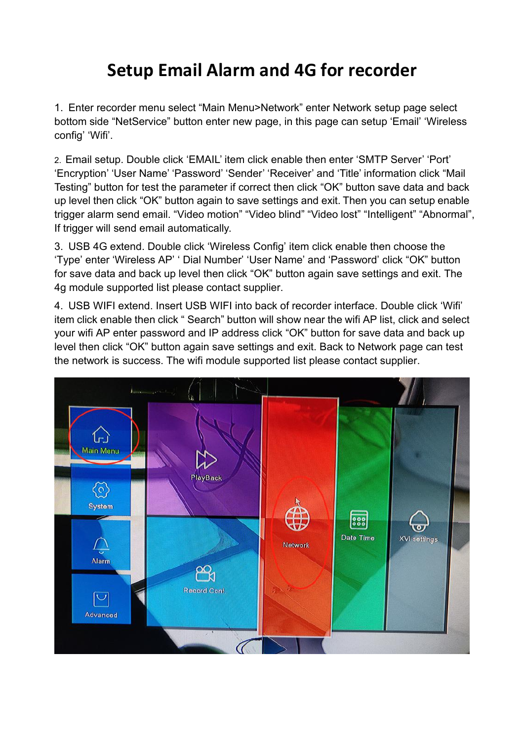# Setup Email Alarm and 4G for recorder

1. Enter recorder menu select “Main Menu>Network” enter Network setup page select bottom side “NetService” button enter new page, in this page can setup ‘Email’ ‘Wireless config’ ‘Wifi’.

2. Email setup. Double click ‘EMAIL’ item click enable then enter ‘SMTP Server’ ‘Port’ ‘Encryption’ ‘User Name’ ‘Password’ ‘Sender’ ‘Receiver’ and ‘Title’ information click “Mail Testing” button for test the parameter if correct then click “OK” button save data and back up level then click “OK” button again to save settings and exit. Then you can setup enable trigger alarm send email. “Video motion” “Video blind” “Video lost” “Intelligent” “Abnormal”, If trigger will send email automatically.

3. USB 4G extend. Double click ‘Wireless Config’ item click enable then choose the ‘Type’ enter ‘Wireless AP’ ‘ Dial Number’ ‘User Name’ and ‘Password’ click “OK” button for save data and back up level then click “OK” button again save settings and exit. The 4g module supported list please contact supplier.

4. USB WIFI extend. Insert USB WIFI into back of recorder interface. Double click ‘Wifi’ item click enable then click “ Search” button will show near the wifi AP list, click and select your wifi AP enter password and IP address click “OK” button for save data and back up level then click “OK” button again save settings and exit. Back to Network page can test the network is success. The wifi module supported list please contact supplier.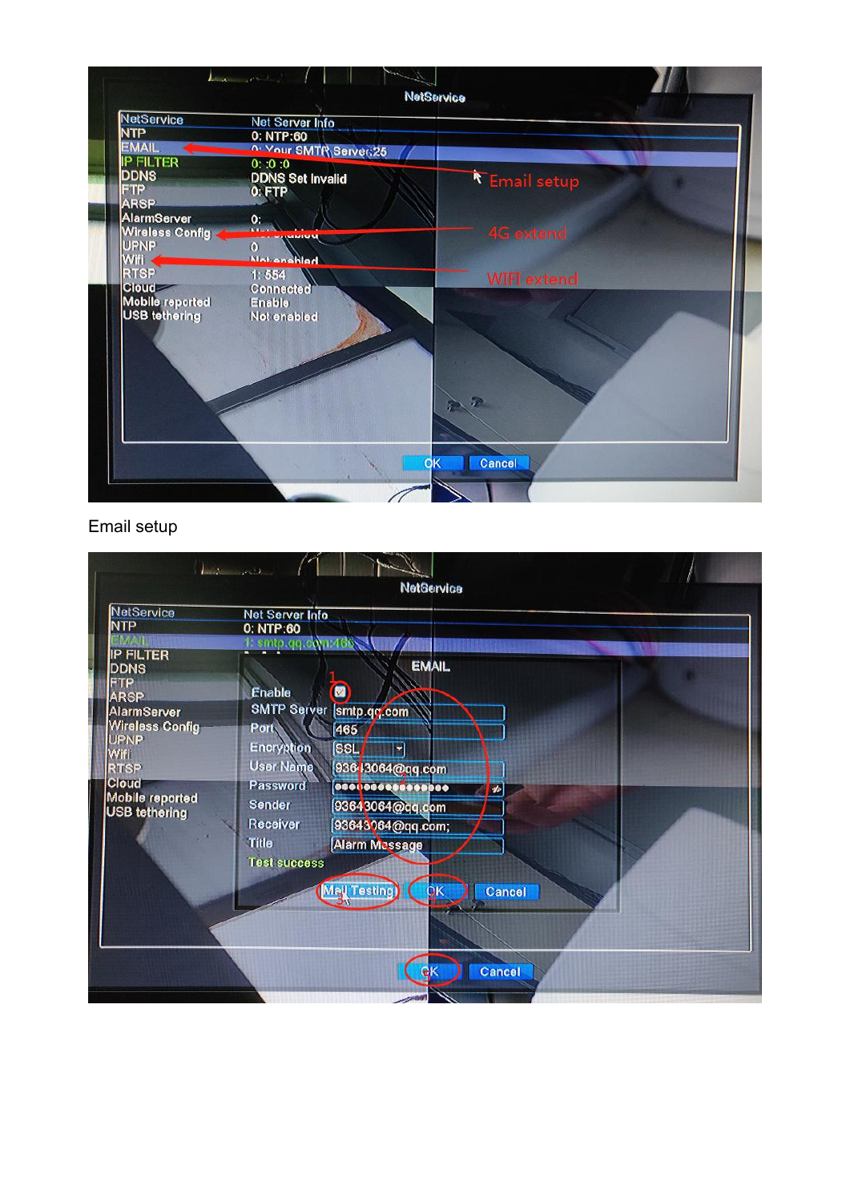Email setup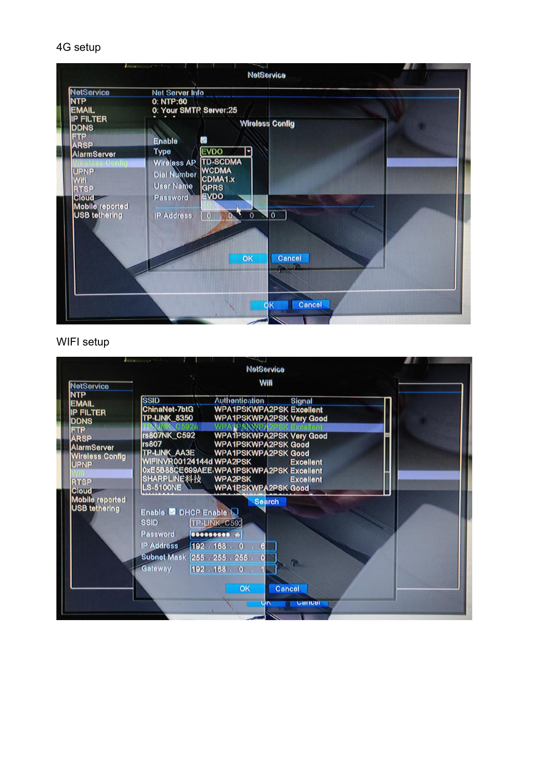4G setup

WIFI setup